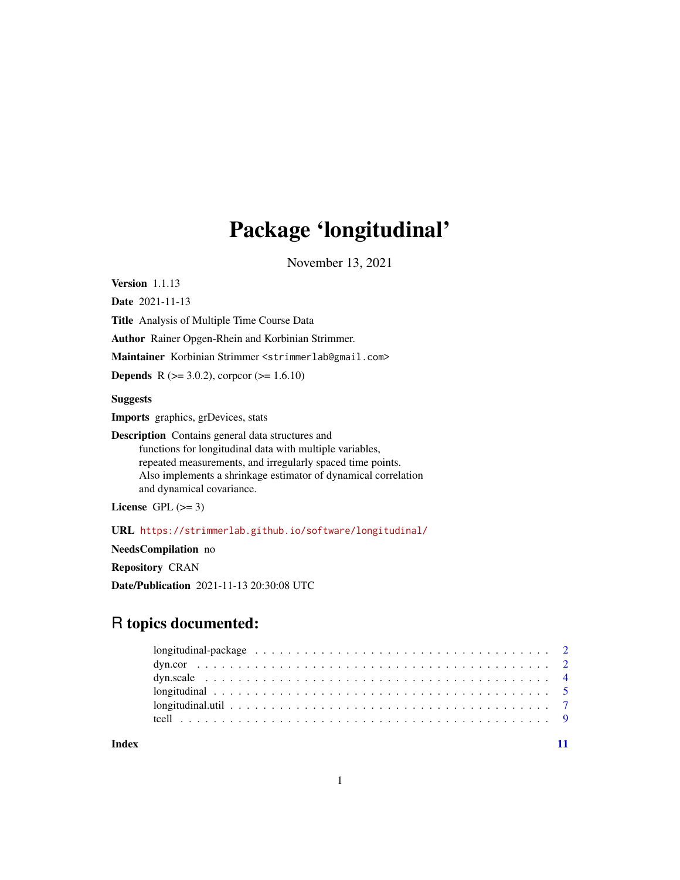# Package 'longitudinal'

November 13, 2021

**Version** 1.1.13

**Date** 2021-11-13

**Title** Analysis of Multiple Time Course Data

**Author** Rainer Opgen-Rhein and Korbinian Strimmer.

**Maintainer** Korbinian Strimmer <strimmerlab@gmail.com>

**Depends** R (>= 3.0.2), corpcor (>= 1.6.10)

**Suggests**

**Imports** graphics, grDevices, stats

**Description** Contains general data structures and
functions for longitudinal data with multiple variables,
repeated measurements, and irregularly spaced time points.
Also implements a shrinkage estimator of dynamical correlation
and dynamical covariance.

**License** GPL (>= 3)

**URL** https://strimmerlab.github.io/software/longitudinal/

**NeedsCompilation** no

**Repository** CRAN

**Date/Publication** 2021-11-13 20:30:08 UTC

## R topics documented:

- longitudinal-package . . . . . . . . . . . . . . . . . . . . . . . . . . . . . . . . . . . . . 2
- dyn.cor . . . . . . . . . . . . . . . . . . . . . . . . . . . . . . . . . . . . . . . . . . . . . 2
- dyn.scale . . . . . . . . . . . . . . . . . . . . . . . . . . . . . . . . . . . . . . . . . . . . 4
- longitudinal . . . . . . . . . . . . . . . . . . . . . . . . . . . . . . . . . . . . . . . . . . 5
- longitudinal.util . . . . . . . . . . . . . . . . . . . . . . . . . . . . . . . . . . . . . . . 7
- tcell . . . . . . . . . . . . . . . . . . . . . . . . . . . . . . . . . . . . . . . . . . . . . . 9

**Index** 11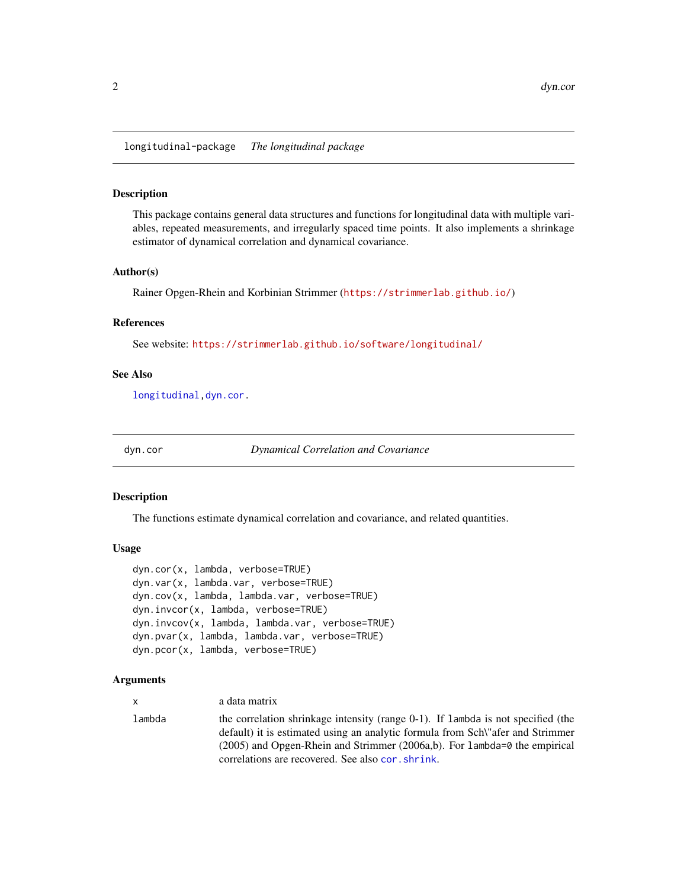## longitudinal-package *The longitudinal package*

### Description

This package contains general data structures and functions for longitudinal data with multiple variables, repeated measurements, and irregularly spaced time points. It also implements a shrinkage estimator of dynamical correlation and dynamical covariance.

### Author(s)

Rainer Opgen-Rhein and Korbinian Strimmer (https://strimmerlab.github.io/)

### References

See website: https://strimmerlab.github.io/software/longitudinal/

### See Also

longitudinal, dyn.cor.

## dyn.cor *Dynamical Correlation and Covariance*

### Description

The functions estimate dynamical correlation and covariance, and related quantities.

### Usage

```
dyn.cor(x, lambda, verbose=TRUE)
dyn.var(x, lambda.var, verbose=TRUE)
dyn.cov(x, lambda, lambda.var, verbose=TRUE)
dyn.invcor(x, lambda, verbose=TRUE)
dyn.invcov(x, lambda, lambda.var, verbose=TRUE)
dyn.pvar(x, lambda, lambda.var, verbose=TRUE)
dyn.pcor(x, lambda, verbose=TRUE)
```

### Arguments

| | |
|---|---|
| x | a data matrix |
| lambda | the correlation shrinkage intensity (range 0-1). If lambda is not specified (the default) it is estimated using an analytic formula from Sch\"afer and Strimmer (2005) and Opgen-Rhein and Strimmer (2006a,b). For lambda=0 the empirical correlations are recovered. See also cor.shrink. |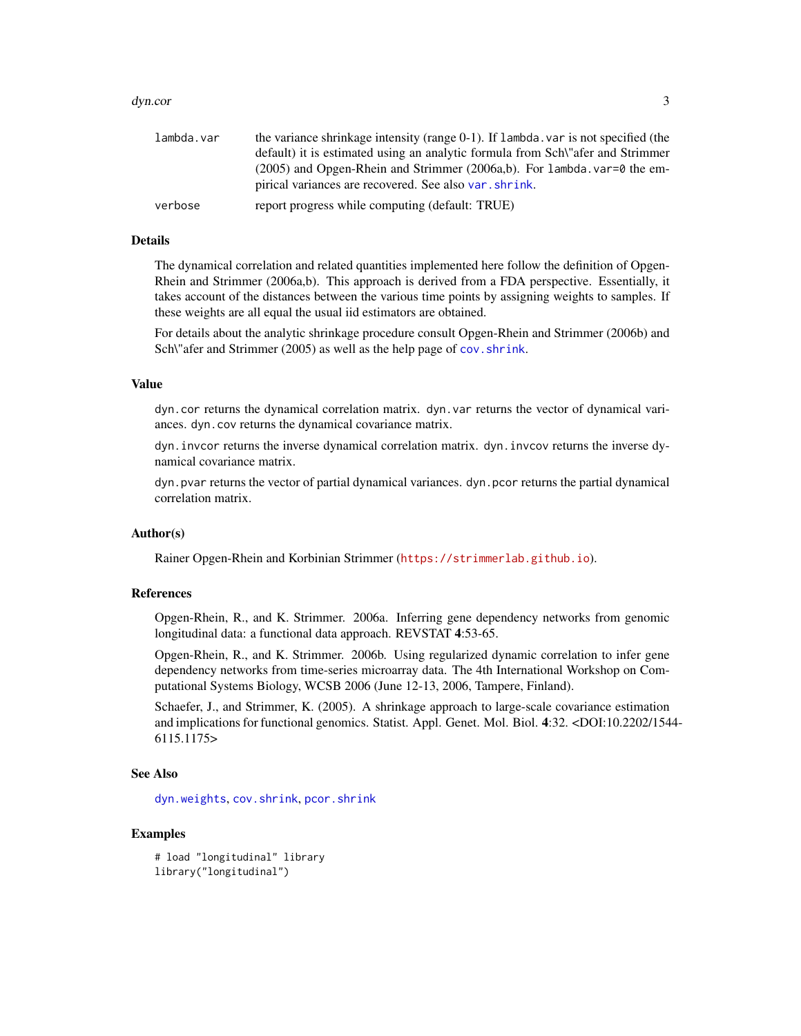| | |
|---|---|
| `lambda.var` | the variance shrinkage intensity (range 0-1). If `lambda.var` is not specified (the default) it is estimated using an analytic formula from Sch\"afer and Strimmer (2005) and Opgen-Rhein and Strimmer (2006a,b). For `lambda.var=0` the empirical variances are recovered. See also `var.shrink`. |
| `verbose` | report progress while computing (default: TRUE) |

## Details

The dynamical correlation and related quantities implemented here follow the definition of Opgen-Rhein and Strimmer (2006a,b). This approach is derived from a FDA perspective. Essentially, it takes account of the distances between the various time points by assigning weights to samples. If these weights are all equal the usual iid estimators are obtained.

For details about the analytic shrinkage procedure consult Opgen-Rhein and Strimmer (2006b) and Sch\"afer and Strimmer (2005) as well as the help page of `cov.shrink`.

## Value

`dyn.cor` returns the dynamical correlation matrix. `dyn.var` returns the vector of dynamical variances. `dyn.cov` returns the dynamical covariance matrix.

`dyn.invcor` returns the inverse dynamical correlation matrix. `dyn.invcov` returns the inverse dynamical covariance matrix.

`dyn.pvar` returns the vector of partial dynamical variances. `dyn.pcor` returns the partial dynamical correlation matrix.

## Author(s)

Rainer Opgen-Rhein and Korbinian Strimmer (`https://strimmerlab.github.io`).

## References

Opgen-Rhein, R., and K. Strimmer. 2006a. Inferring gene dependency networks from genomic longitudinal data: a functional data approach. REVSTAT **4**:53-65.

Opgen-Rhein, R., and K. Strimmer. 2006b. Using regularized dynamic correlation to infer gene dependency networks from time-series microarray data. The 4th International Workshop on Computational Systems Biology, WCSB 2006 (June 12-13, 2006, Tampere, Finland).

Schaefer, J., and Strimmer, K. (2005). A shrinkage approach to large-scale covariance estimation and implications for functional genomics. Statist. Appl. Genet. Mol. Biol. **4**:32. <DOI:10.2202/1544-6115.1175>

## See Also

`dyn.weights`, `cov.shrink`, `pcor.shrink`

## Examples

```
# load "longitudinal" library
library("longitudinal")
```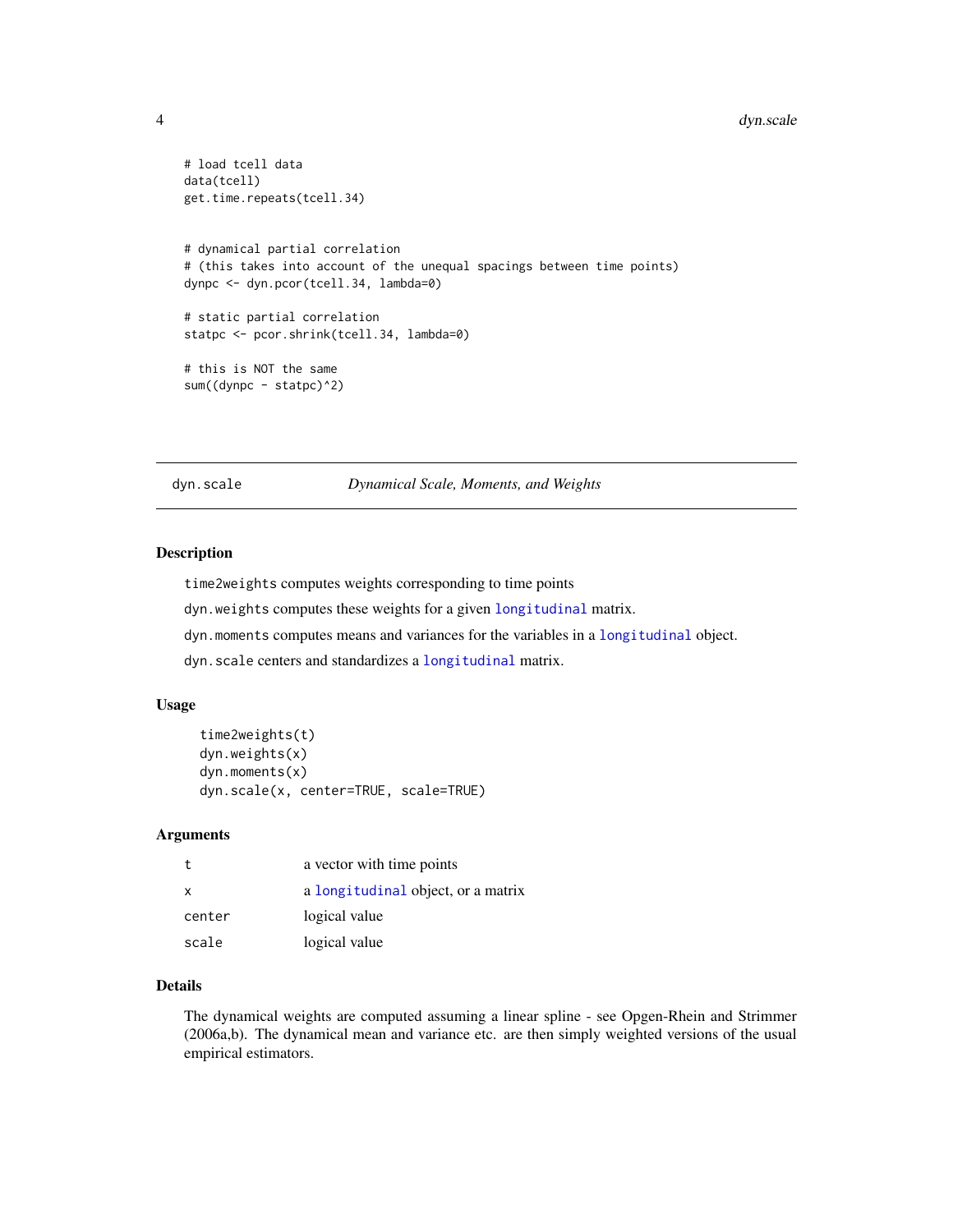```
# load tcell data
data(tcell)
get.time.repeats(tcell.34)


# dynamical partial correlation
# (this takes into account of the unequal spacings between time points)
dynpc <- dyn.pcor(tcell.34, lambda=0)

# static partial correlation
statpc <- pcor.shrink(tcell.34, lambda=0)

# this is NOT the same
sum((dynpc - statpc)^2)
```

---

## dyn.scale — *Dynamical Scale, Moments, and Weights*

### Description

`time2weights` computes weights corresponding to time points

`dyn.weights` computes these weights for a given `longitudinal` matrix.

`dyn.moments` computes means and variances for the variables in a `longitudinal` object.

`dyn.scale` centers and standardizes a `longitudinal` matrix.

### Usage

```
time2weights(t)
dyn.weights(x)
dyn.moments(x)
dyn.scale(x, center=TRUE, scale=TRUE)
```

### Arguments

| | |
|---|---|
| `t` | a vector with time points |
| `x` | a `longitudinal` object, or a matrix |
| `center` | logical value |
| `scale` | logical value |

### Details

The dynamical weights are computed assuming a linear spline - see Opgen-Rhein and Strimmer (2006a,b). The dynamical mean and variance etc. are then simply weighted versions of the usual empirical estimators.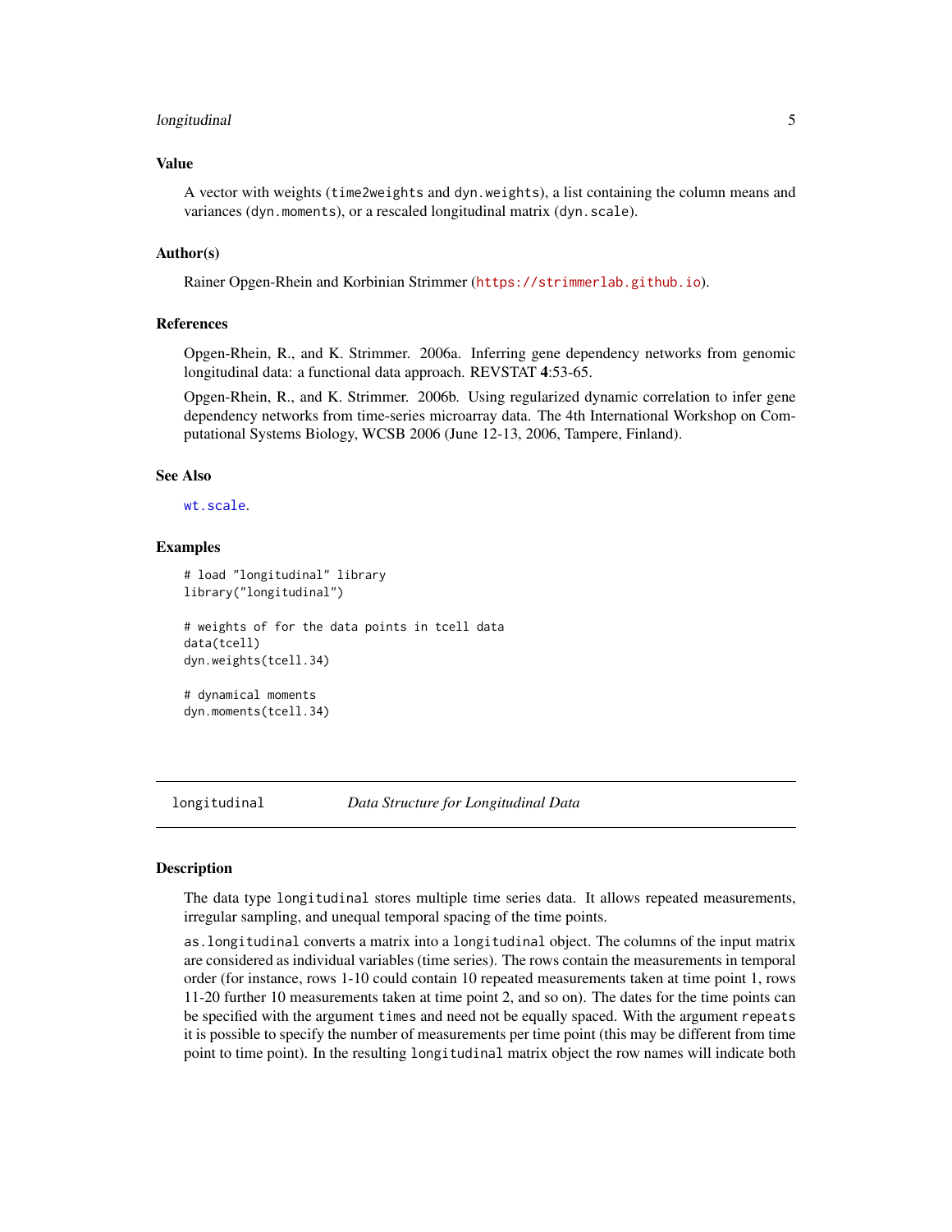## Value

A vector with weights (`time2weights` and `dyn.weights`), a list containing the column means and variances (`dyn.moments`), or a rescaled longitudinal matrix (`dyn.scale`).

## Author(s)

Rainer Opgen-Rhein and Korbinian Strimmer (https://strimmerlab.github.io).

## References

Opgen-Rhein, R., and K. Strimmer. 2006a. Inferring gene dependency networks from genomic longitudinal data: a functional data approach. REVSTAT **4**:53-65.

Opgen-Rhein, R., and K. Strimmer. 2006b. Using regularized dynamic correlation to infer gene dependency networks from time-series microarray data. The 4th International Workshop on Computational Systems Biology, WCSB 2006 (June 12-13, 2006, Tampere, Finland).

## See Also

`wt.scale`.

## Examples

```
# load "longitudinal" library
library("longitudinal")

# weights of for the data points in tcell data
data(tcell)
dyn.weights(tcell.34)

# dynamical moments
dyn.moments(tcell.34)
```

---

# longitudinal — *Data Structure for Longitudinal Data*

## Description

The data type `longitudinal` stores multiple time series data. It allows repeated measurements, irregular sampling, and unequal temporal spacing of the time points.

`as.longitudinal` converts a matrix into a `longitudinal` object. The columns of the input matrix are considered as individual variables (time series). The rows contain the measurements in temporal order (for instance, rows 1-10 could contain 10 repeated measurements taken at time point 1, rows 11-20 further 10 measurements taken at time point 2, and so on). The dates for the time points can be specified with the argument `times` and need not be equally spaced. With the argument `repeats` it is possible to specify the number of measurements per time point (this may be different from time point to time point). In the resulting `longitudinal` matrix object the row names will indicate both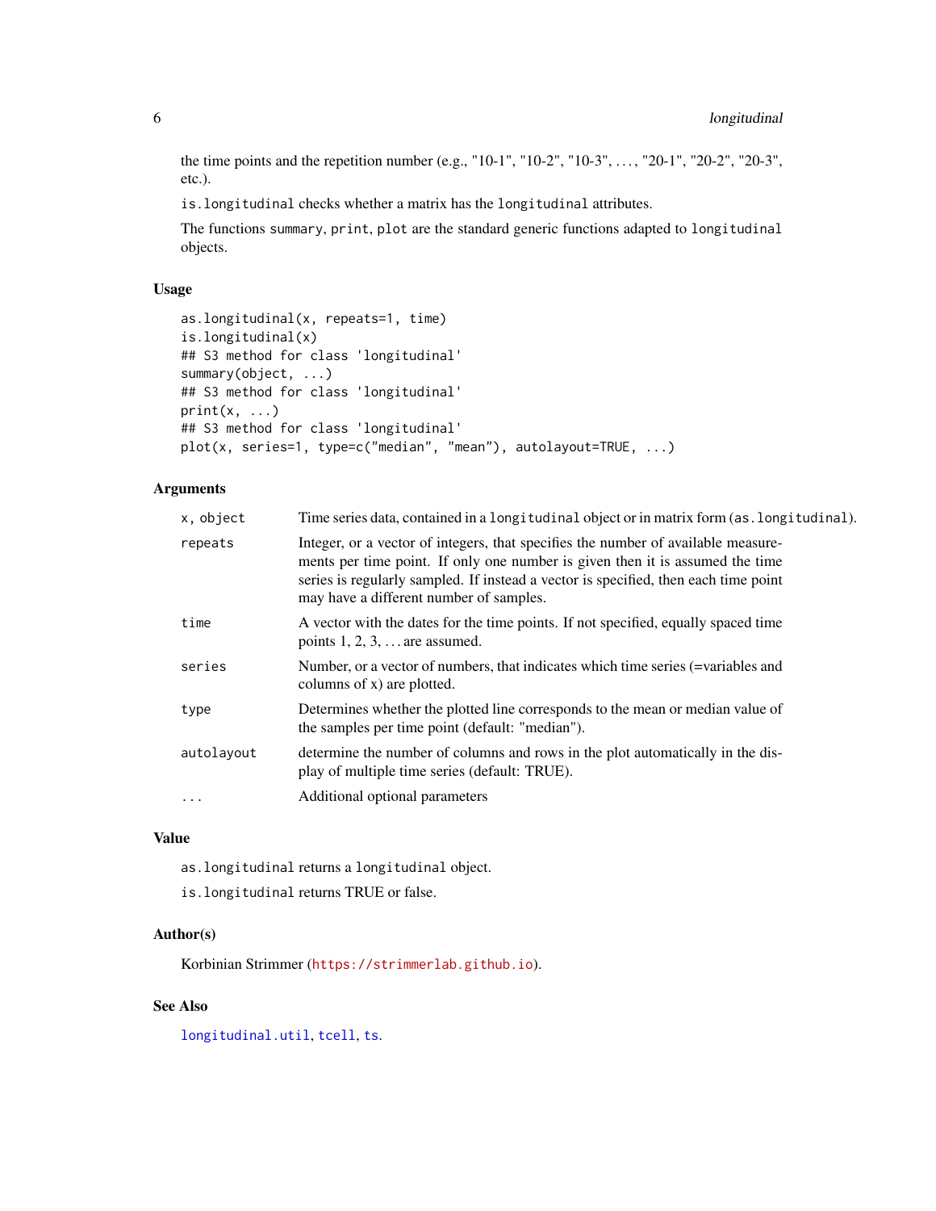the time points and the repetition number (e.g., "10-1", "10-2", "10-3", ..., "20-1", "20-2", "20-3", etc.).

`is.longitudinal` checks whether a matrix has the `longitudinal` attributes.

The functions `summary`, `print`, `plot` are the standard generic functions adapted to `longitudinal` objects.

## Usage

```
as.longitudinal(x, repeats=1, time)
is.longitudinal(x)
## S3 method for class 'longitudinal'
summary(object, ...)
## S3 method for class 'longitudinal'
print(x, ...)
## S3 method for class 'longitudinal'
plot(x, series=1, type=c("median", "mean"), autolayout=TRUE, ...)
```

## Arguments

| | |
|---|---|
| `x, object` | Time series data, contained in a `longitudinal` object or in matrix form (`as.longitudinal`). |
| `repeats` | Integer, or a vector of integers, that specifies the number of available measurements per time point. If only one number is given then it is assumed the time series is regularly sampled. If instead a vector is specified, then each time point may have a different number of samples. |
| `time` | A vector with the dates for the time points. If not specified, equally spaced time points 1, 2, 3, ... are assumed. |
| `series` | Number, or a vector of numbers, that indicates which time series (=variables and columns of x) are plotted. |
| `type` | Determines whether the plotted line corresponds to the mean or median value of the samples per time point (default: "median"). |
| `autolayout` | determine the number of columns and rows in the plot automatically in the display of multiple time series (default: TRUE). |
| `...` | Additional optional parameters |

## Value

`as.longitudinal` returns a `longitudinal` object.

`is.longitudinal` returns TRUE or false.

## Author(s)

Korbinian Strimmer (https://strimmerlab.github.io).

## See Also

`longitudinal.util`, `tcell`, `ts`.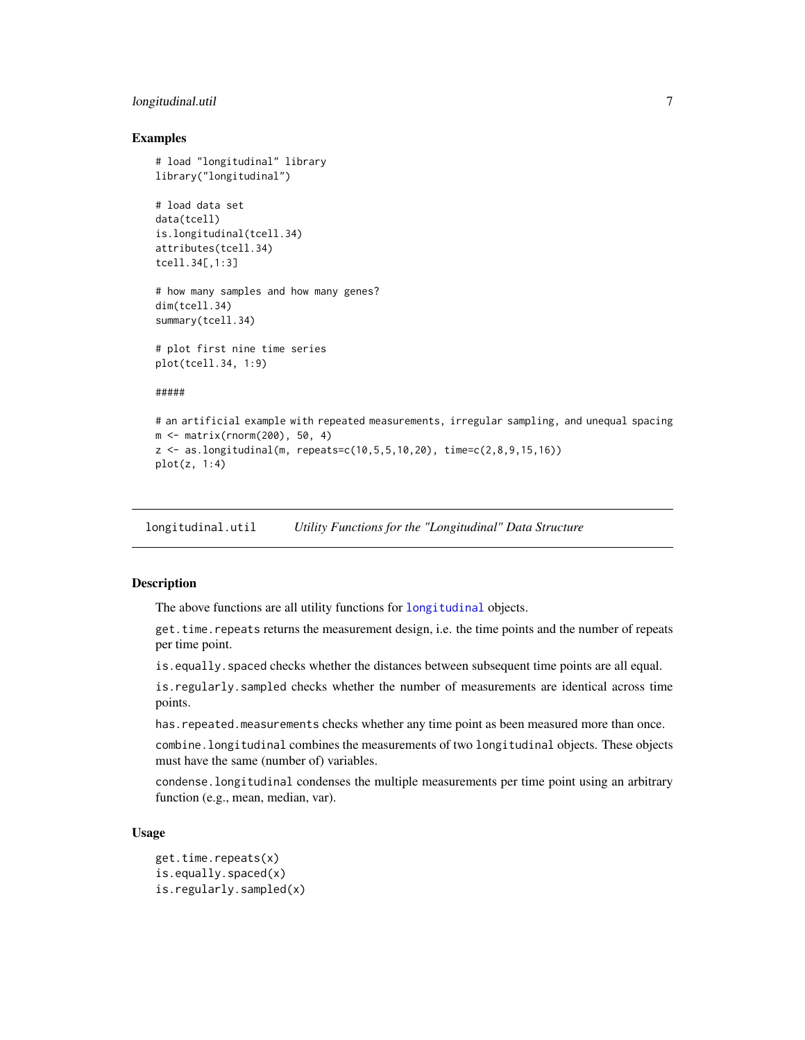## Examples

```
# load "longitudinal" library
library("longitudinal")

# load data set
data(tcell)
is.longitudinal(tcell.34)
attributes(tcell.34)
tcell.34[,1:3]

# how many samples and how many genes?
dim(tcell.34)
summary(tcell.34)

# plot first nine time series
plot(tcell.34, 1:9)

#####

# an artificial example with repeated measurements, irregular sampling, and unequal spacing
m <- matrix(rnorm(200), 50, 4)
z <- as.longitudinal(m, repeats=c(10,5,5,10,20), time=c(2,8,9,15,16))
plot(z, 1:4)
```

---

# longitudinal.util *Utility Functions for the "Longitudinal" Data Structure*

## Description

The above functions are all utility functions for `longitudinal` objects.

`get.time.repeats` returns the measurement design, i.e. the time points and the number of repeats per time point.

`is.equally.spaced` checks whether the distances between subsequent time points are all equal.

`is.regularly.sampled` checks whether the number of measurements are identical across time points.

`has.repeated.measurements` checks whether any time point as been measured more than once.

`combine.longitudinal` combines the measurements of two `longitudinal` objects. These objects must have the same (number of) variables.

`condense.longitudinal` condenses the multiple measurements per time point using an arbitrary function (e.g., mean, median, var).

## Usage

```
get.time.repeats(x)
is.equally.spaced(x)
is.regularly.sampled(x)
```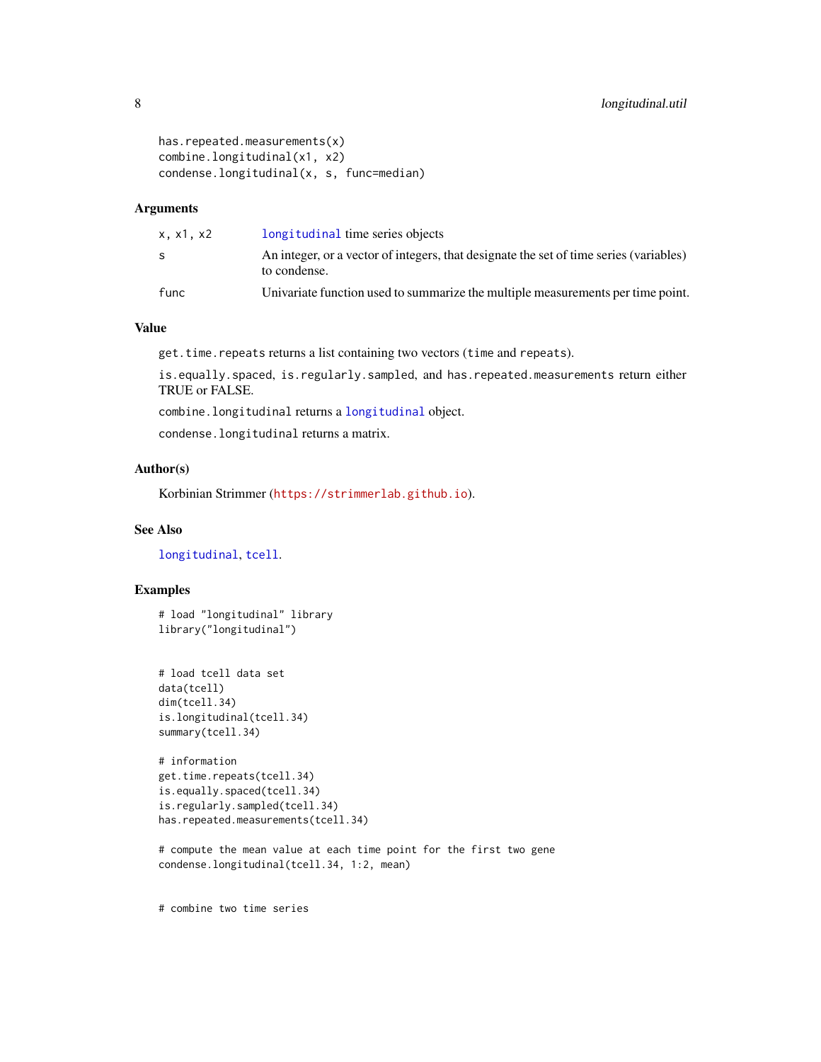```
has.repeated.measurements(x)
combine.longitudinal(x1, x2)
condense.longitudinal(x, s, func=median)
```

## Arguments

| | |
|---|---|
| x, x1, x2 | longitudinal time series objects |
| s | An integer, or a vector of integers, that designate the set of time series (variables) to condense. |
| func | Univariate function used to summarize the multiple measurements per time point. |

## Value

`get.time.repeats` returns a list containing two vectors (`time` and `repeats`).

`is.equally.spaced`, `is.regularly.sampled`, and `has.repeated.measurements` return either TRUE or FALSE.

`combine.longitudinal` returns a `longitudinal` object.

`condense.longitudinal` returns a matrix.

## Author(s)

Korbinian Strimmer (https://strimmerlab.github.io).

## See Also

`longitudinal`, `tcell`.

## Examples

```
# load "longitudinal" library
library("longitudinal")


# load tcell data set
data(tcell)
dim(tcell.34)
is.longitudinal(tcell.34)
summary(tcell.34)

# information
get.time.repeats(tcell.34)
is.equally.spaced(tcell.34)
is.regularly.sampled(tcell.34)
has.repeated.measurements(tcell.34)

# compute the mean value at each time point for the first two gene
condense.longitudinal(tcell.34, 1:2, mean)


# combine two time series
```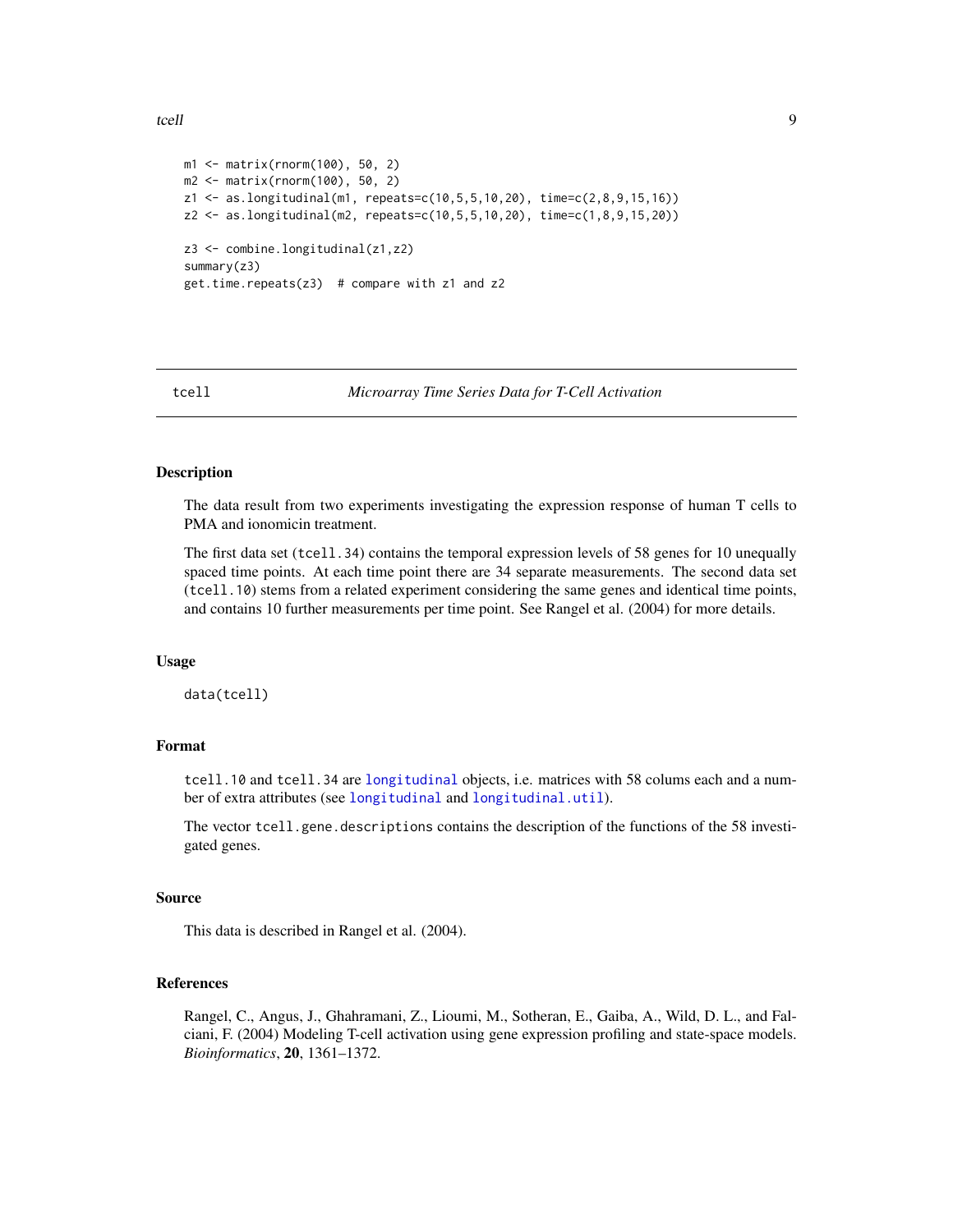```
m1 <- matrix(rnorm(100), 50, 2)
m2 <- matrix(rnorm(100), 50, 2)
z1 <- as.longitudinal(m1, repeats=c(10,5,5,10,20), time=c(2,8,9,15,16))
z2 <- as.longitudinal(m2, repeats=c(10,5,5,10,20), time=c(1,8,9,15,20))

z3 <- combine.longitudinal(z1,z2)
summary(z3)
get.time.repeats(z3)  # compare with z1 and z2
```

---

## tcell — *Microarray Time Series Data for T-Cell Activation*

---

### Description

The data result from two experiments investigating the expression response of human T cells to PMA and ionomicin treatment.

The first data set (`tcell.34`) contains the temporal expression levels of 58 genes for 10 unequally spaced time points. At each time point there are 34 separate measurements. The second data set (`tcell.10`) stems from a related experiment considering the same genes and identical time points, and contains 10 further measurements per time point. See Rangel et al. (2004) for more details.

### Usage

```
data(tcell)
```

### Format

`tcell.10` and `tcell.34` are `longitudinal` objects, i.e. matrices with 58 colums each and a number of extra attributes (see `longitudinal` and `longitudinal.util`).

The vector `tcell.gene.descriptions` contains the description of the functions of the 58 investigated genes.

### Source

This data is described in Rangel et al. (2004).

### References

Rangel, C., Angus, J., Ghahramani, Z., Lioumi, M., Sotheran, E., Gaiba, A., Wild, D. L., and Falciani, F. (2004) Modeling T-cell activation using gene expression profiling and state-space models. *Bioinformatics*, **20**, 1361–1372.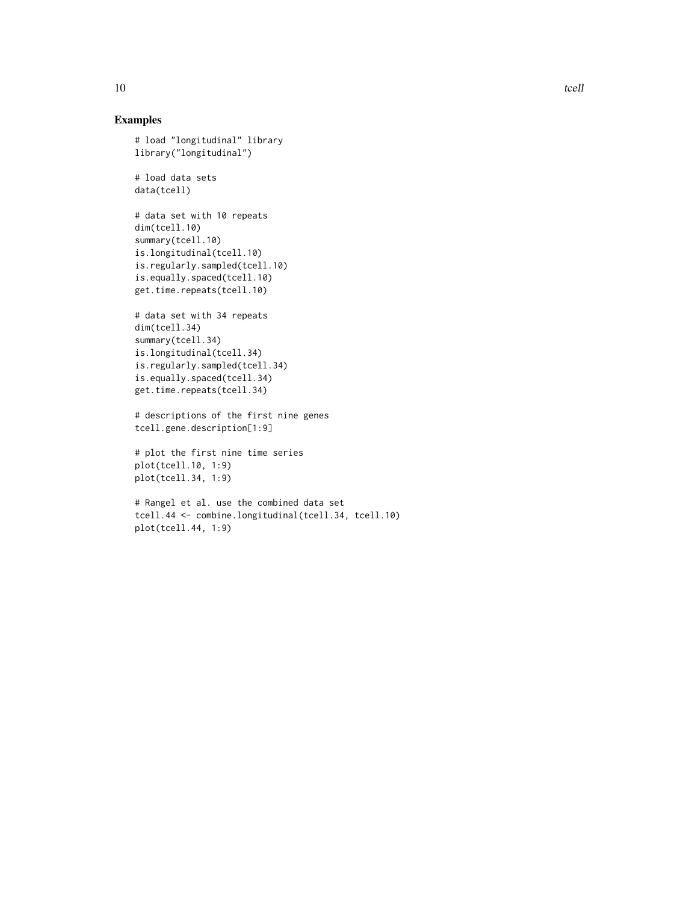## Examples

```
# load "longitudinal" library
library("longitudinal")

# load data sets
data(tcell)

# data set with 10 repeats
dim(tcell.10)
summary(tcell.10)
is.longitudinal(tcell.10)
is.regularly.sampled(tcell.10)
is.equally.spaced(tcell.10)
get.time.repeats(tcell.10)

# data set with 34 repeats
dim(tcell.34)
summary(tcell.34)
is.longitudinal(tcell.34)
is.regularly.sampled(tcell.34)
is.equally.spaced(tcell.34)
get.time.repeats(tcell.34)

# descriptions of the first nine genes
tcell.gene.description[1:9]

# plot the first nine time series
plot(tcell.10, 1:9)
plot(tcell.34, 1:9)

# Rangel et al. use the combined data set
tcell.44 <- combine.longitudinal(tcell.34, tcell.10)
plot(tcell.44, 1:9)
```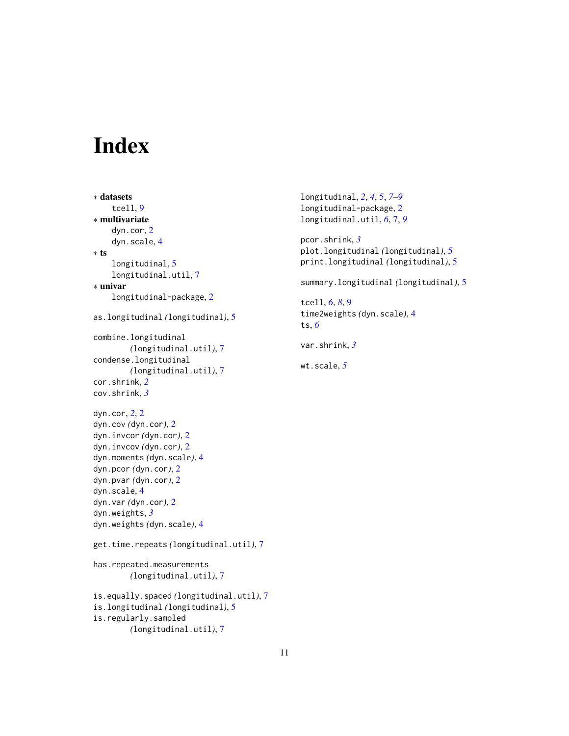# Index

∗ **datasets**
  tcell, 9
∗ **multivariate**
  dyn.cor, 2
  dyn.scale, 4
∗ **ts**
  longitudinal, 5
  longitudinal.util, 7
∗ **univar**
  longitudinal-package, 2

as.longitudinal *(*longitudinal*)*, 5

combine.longitudinal
    *(*longitudinal.util*)*, 7
condense.longitudinal
    *(*longitudinal.util*)*, 7
cor.shrink, *2*
cov.shrink, *3*

dyn.cor, *2*, 2
dyn.cov *(*dyn.cor*)*, 2
dyn.invcor *(*dyn.cor*)*, 2
dyn.invcov *(*dyn.cor*)*, 2
dyn.moments *(*dyn.scale*)*, 4
dyn.pcor *(*dyn.cor*)*, 2
dyn.pvar *(*dyn.cor*)*, 2
dyn.scale, 4
dyn.var *(*dyn.cor*)*, 2
dyn.weights, *3*
dyn.weights *(*dyn.scale*)*, 4

get.time.repeats *(*longitudinal.util*)*, 7

has.repeated.measurements
    *(*longitudinal.util*)*, 7

is.equally.spaced *(*longitudinal.util*)*, 7
is.longitudinal *(*longitudinal*)*, 5
is.regularly.sampled
    *(*longitudinal.util*)*, 7

longitudinal, *2*, *4*, 5, *7–9*
longitudinal-package, 2
longitudinal.util, *6*, 7, *9*

pcor.shrink, *3*
plot.longitudinal *(*longitudinal*)*, 5
print.longitudinal *(*longitudinal*)*, 5

summary.longitudinal *(*longitudinal*)*, 5

tcell, *6*, *8*, 9
time2weights *(*dyn.scale*)*, 4
ts, *6*

var.shrink, *3*

wt.scale, *5*